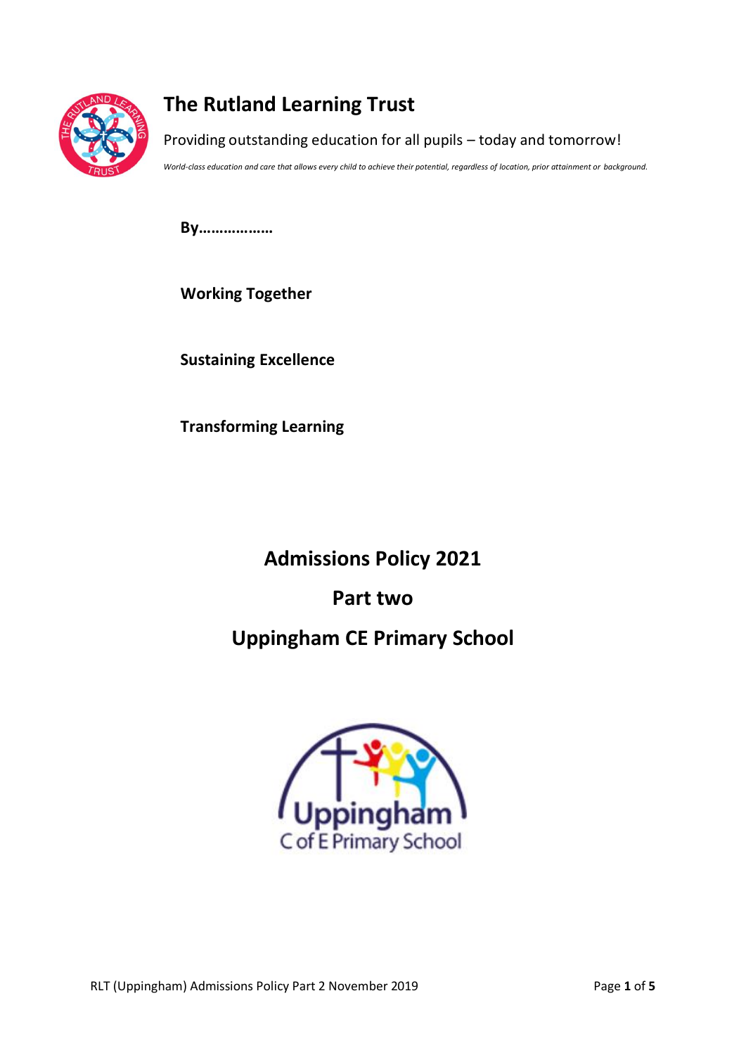# The Rutland Learning Trust

Providing outstanding education for all pupils – today and tomorrow!

*World-class education and care that allows every child to achieve their potential, regardless of location, prior attainment or background.*

**By………………**

**Working Together**

**Sustaining Excellence**

**Transforming Learning**

## Admissions Policy 2021

## Part two

## Uppingham CE Primary School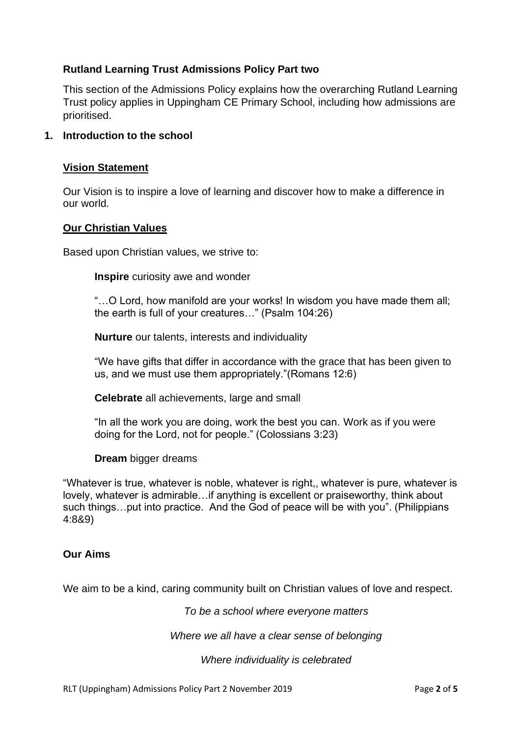### Rutland Learning Trust Admissions Policy Part two

This section of the Admissions Policy explains how the overarching Rutland Learning Trust policy applies in Uppingham CE Primary School, including how admissions are prioritised.

## 1. Introduction to the school

### Vision Statement

Our Vision is to inspire a love of learning and discover how to make a difference in our world.

### Our Christian Values

Based upon Christian values, we strive to:

**Inspire** curiosity awe and wonder

"…O Lord, how manifold are your works! In wisdom you have made them all; the earth is full of your creatures…" (Psalm 104:26)

**Nurture** our talents, interests and individuality

"We have gifts that differ in accordance with the grace that has been given to us, and we must use them appropriately."(Romans 12:6)

**Celebrate** all achievements, large and small

"In all the work you are doing, work the best you can. Work as if you were doing for the Lord, not for people." (Colossians 3:23)

**Dream** bigger dreams

"Whatever is true, whatever is noble, whatever is right,, whatever is pure, whatever is lovely, whatever is admirable…if anything is excellent or praiseworthy, think about such things…put into practice. And the God of peace will be with you". (Philippians 4:8&9)

### Our Aims

We aim to be a kind, caring community built on Christian values of love and respect.

*To be a school where everyone matters*

*Where we all have a clear sense of belonging*

*Where individuality is celebrated*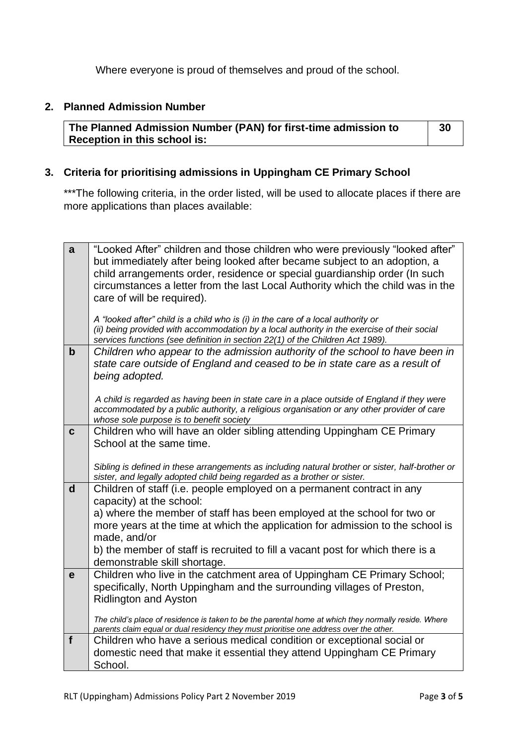Where everyone is proud of themselves and proud of the school.

## 2. Planned Admission Number

| | |
|---|---|
| **The Planned Admission Number (PAN) for first-time admission to Reception in this school is:** | **30** |

## 3. Criteria for prioritising admissions in Uppingham CE Primary School

***The following criteria, in the order listed, will be used to allocate places if there are more applications than places available:

| | |
|---|---|
| **a** | "Looked After" children and those children who were previously "looked after" but immediately after being looked after became subject to an adoption, a child arrangements order, residence or special guardianship order (In such circumstances a letter from the last Local Authority which the child was in the care of will be required).<br><br>*A "looked after" child is a child who is (i) in the care of a local authority or (ii) being provided with accommodation by a local authority in the exercise of their social services functions (see definition in section 22(1) of the Children Act 1989).* |
| **b** | *Children who appear to the admission authority of the school to have been in state care outside of England and ceased to be in state care as a result of being adopted.*<br><br>*A child is regarded as having been in state care in a place outside of England if they were accommodated by a public authority, a religious organisation or any other provider of care whose sole purpose is to benefit society* |
| **c** | Children who will have an older sibling attending Uppingham CE Primary School at the same time.<br><br>*Sibling is defined in these arrangements as including natural brother or sister, half-brother or sister, and legally adopted child being regarded as a brother or sister.* |
| **d** | Children of staff (i.e. people employed on a permanent contract in any capacity) at the school:<br>a) where the member of staff has been employed at the school for two or more years at the time at which the application for admission to the school is made, and/or<br>b) the member of staff is recruited to fill a vacant post for which there is a demonstrable skill shortage. |
| **e** | Children who live in the catchment area of Uppingham CE Primary School; specifically, North Uppingham and the surrounding villages of Preston, Ridlington and Ayston<br><br>*The child's place of residence is taken to be the parental home at which they normally reside. Where parents claim equal or dual residency they must prioritise one address over the other.* |
| **f** | Children who have a serious medical condition or exceptional social or domestic need that make it essential they attend Uppingham CE Primary School. |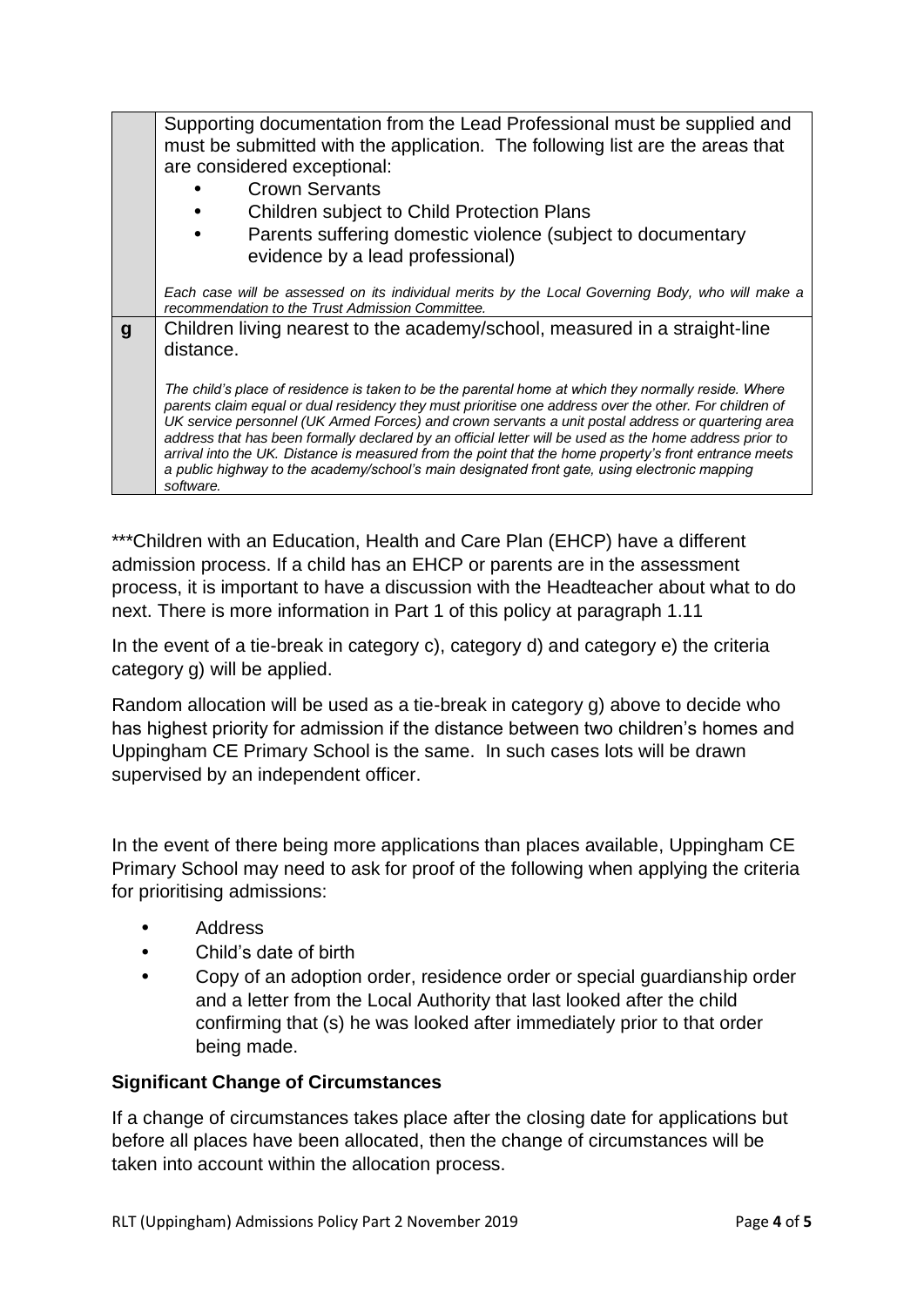| | |
|---|---|
| | Supporting documentation from the Lead Professional must be supplied and must be submitted with the application. The following list are the areas that are considered exceptional:<br>• Crown Servants<br>• Children subject to Child Protection Plans<br>• Parents suffering domestic violence (subject to documentary evidence by a lead professional)<br><br>*Each case will be assessed on its individual merits by the Local Governing Body, who will make a recommendation to the Trust Admission Committee.* |
| **g** | Children living nearest to the academy/school, measured in a straight-line distance.<br><br>*The child's place of residence is taken to be the parental home at which they normally reside. Where parents claim equal or dual residency they must prioritise one address over the other. For children of UK service personnel (UK Armed Forces) and crown servants a unit postal address or quartering area address that has been formally declared by an official letter will be used as the home address prior to arrival into the UK. Distance is measured from the point that the home property's front entrance meets a public highway to the academy/school's main designated front gate, using electronic mapping software.* |

***Children with an Education, Health and Care Plan (EHCP) have a different admission process. If a child has an EHCP or parents are in the assessment process, it is important to have a discussion with the Headteacher about what to do next. There is more information in Part 1 of this policy at paragraph 1.11

In the event of a tie-break in category c), category d) and category e) the criteria category g) will be applied.

Random allocation will be used as a tie-break in category g) above to decide who has highest priority for admission if the distance between two children's homes and Uppingham CE Primary School is the same. In such cases lots will be drawn supervised by an independent officer.

In the event of there being more applications than places available, Uppingham CE Primary School may need to ask for proof of the following when applying the criteria for prioritising admissions:

- Address
- Child's date of birth
- Copy of an adoption order, residence order or special guardianship order and a letter from the Local Authority that last looked after the child confirming that (s) he was looked after immediately prior to that order being made.

**Significant Change of Circumstances**

If a change of circumstances takes place after the closing date for applications but before all places have been allocated, then the change of circumstances will be taken into account within the allocation process.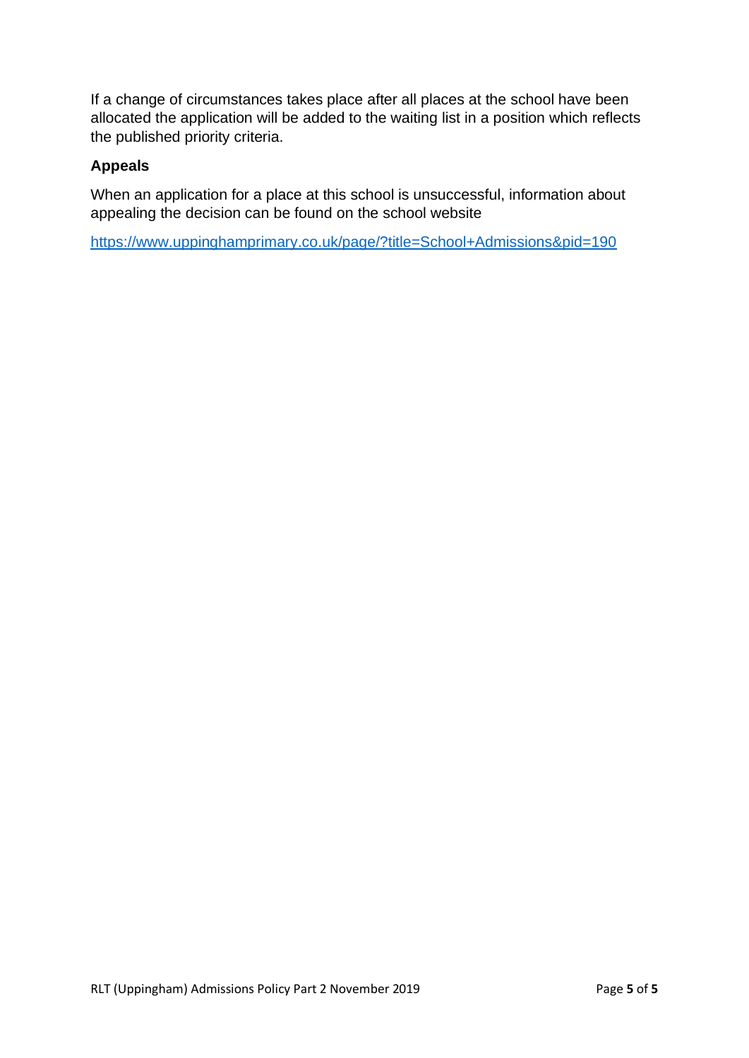If a change of circumstances takes place after all places at the school have been allocated the application will be added to the waiting list in a position which reflects the published priority criteria.

**Appeals**

When an application for a place at this school is unsuccessful, information about appealing the decision can be found on the school website

https://www.uppinghamprimary.co.uk/page/?title=School+Admissions&pid=190